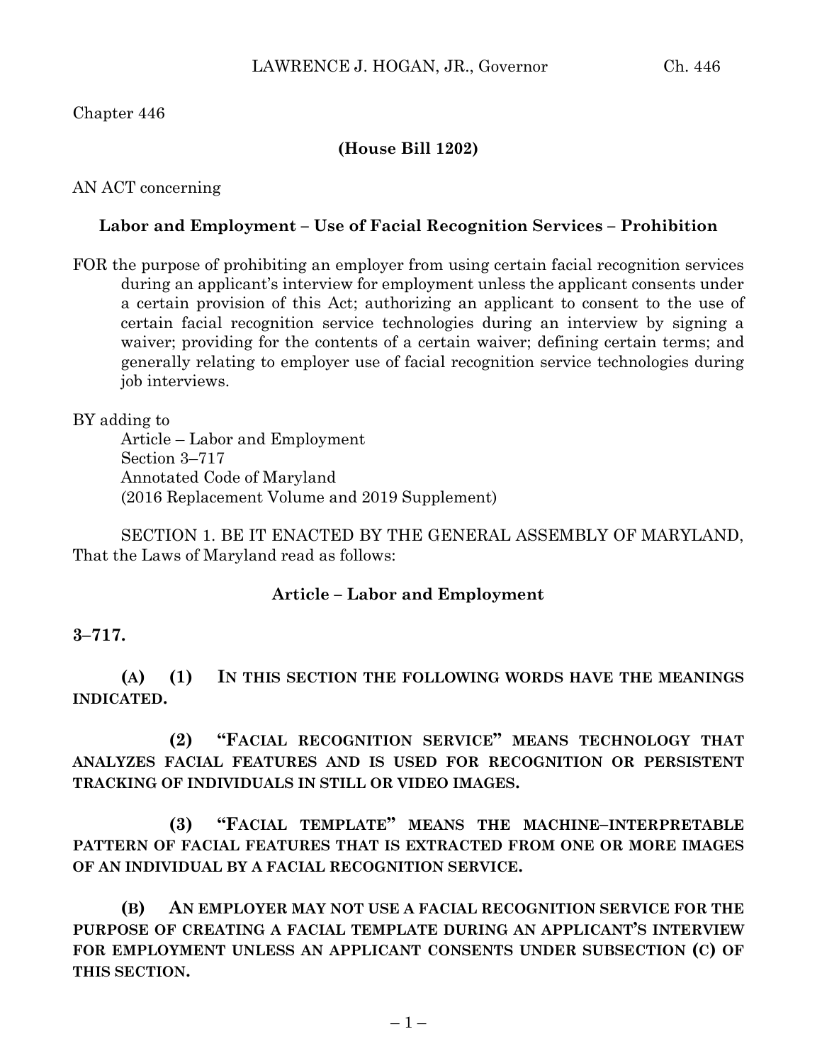Chapter 446

**(House Bill 1202)**

AN ACT concerning

**Labor and Employment – Use of Facial Recognition Services – Prohibition**

FOR the purpose of prohibiting an employer from using certain facial recognition services during an applicant's interview for employment unless the applicant consents under a certain provision of this Act; authorizing an applicant to consent to the use of certain facial recognition service technologies during an interview by signing a waiver; providing for the contents of a certain waiver; defining certain terms; and generally relating to employer use of facial recognition service technologies during job interviews.

BY adding to
Article – Labor and Employment
Section 3–717
Annotated Code of Maryland
(2016 Replacement Volume and 2019 Supplement)

SECTION 1. BE IT ENACTED BY THE GENERAL ASSEMBLY OF MARYLAND, That the Laws of Maryland read as follows:

**Article – Labor and Employment**

**3–717.**

**(A) (1) IN THIS SECTION THE FOLLOWING WORDS HAVE THE MEANINGS INDICATED.**

**(2) "FACIAL RECOGNITION SERVICE" MEANS TECHNOLOGY THAT ANALYZES FACIAL FEATURES AND IS USED FOR RECOGNITION OR PERSISTENT TRACKING OF INDIVIDUALS IN STILL OR VIDEO IMAGES.**

**(3) "FACIAL TEMPLATE" MEANS THE MACHINE–INTERPRETABLE PATTERN OF FACIAL FEATURES THAT IS EXTRACTED FROM ONE OR MORE IMAGES OF AN INDIVIDUAL BY A FACIAL RECOGNITION SERVICE.**

**(B) AN EMPLOYER MAY NOT USE A FACIAL RECOGNITION SERVICE FOR THE PURPOSE OF CREATING A FACIAL TEMPLATE DURING AN APPLICANT'S INTERVIEW FOR EMPLOYMENT UNLESS AN APPLICANT CONSENTS UNDER SUBSECTION (C) OF THIS SECTION.**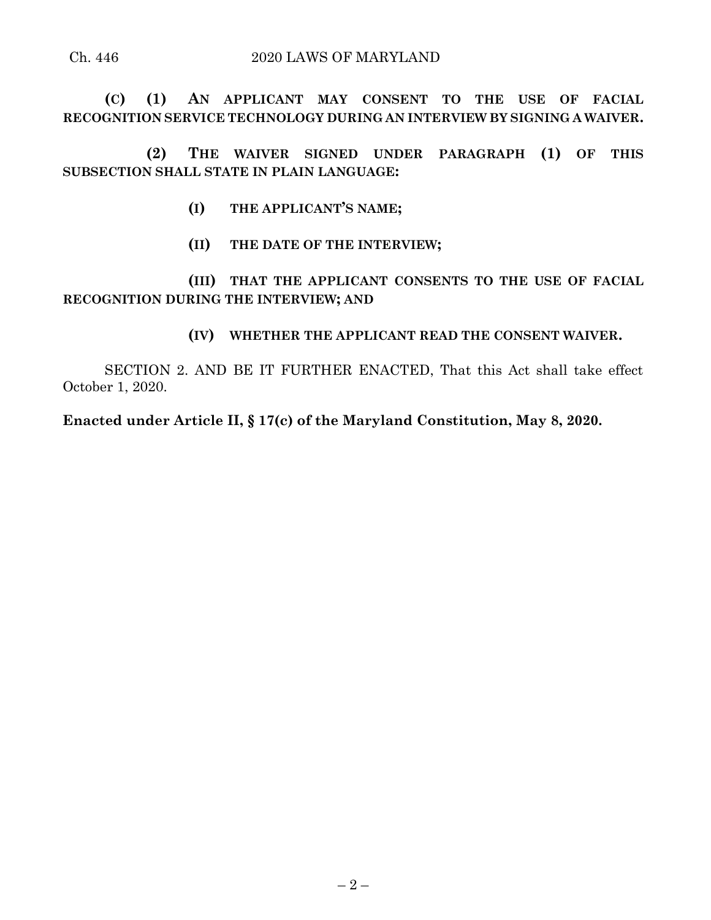**(C) (1) AN APPLICANT MAY CONSENT TO THE USE OF FACIAL RECOGNITION SERVICE TECHNOLOGY DURING AN INTERVIEW BY SIGNING A WAIVER.**

**(2) THE WAIVER SIGNED UNDER PARAGRAPH (1) OF THIS SUBSECTION SHALL STATE IN PLAIN LANGUAGE:**

**(I) THE APPLICANT'S NAME;**

**(II) THE DATE OF THE INTERVIEW;**

**(III) THAT THE APPLICANT CONSENTS TO THE USE OF FACIAL RECOGNITION DURING THE INTERVIEW; AND**

**(IV) WHETHER THE APPLICANT READ THE CONSENT WAIVER.**

SECTION 2. AND BE IT FURTHER ENACTED, That this Act shall take effect October 1, 2020.

**Enacted under Article II, § 17(c) of the Maryland Constitution, May 8, 2020.**